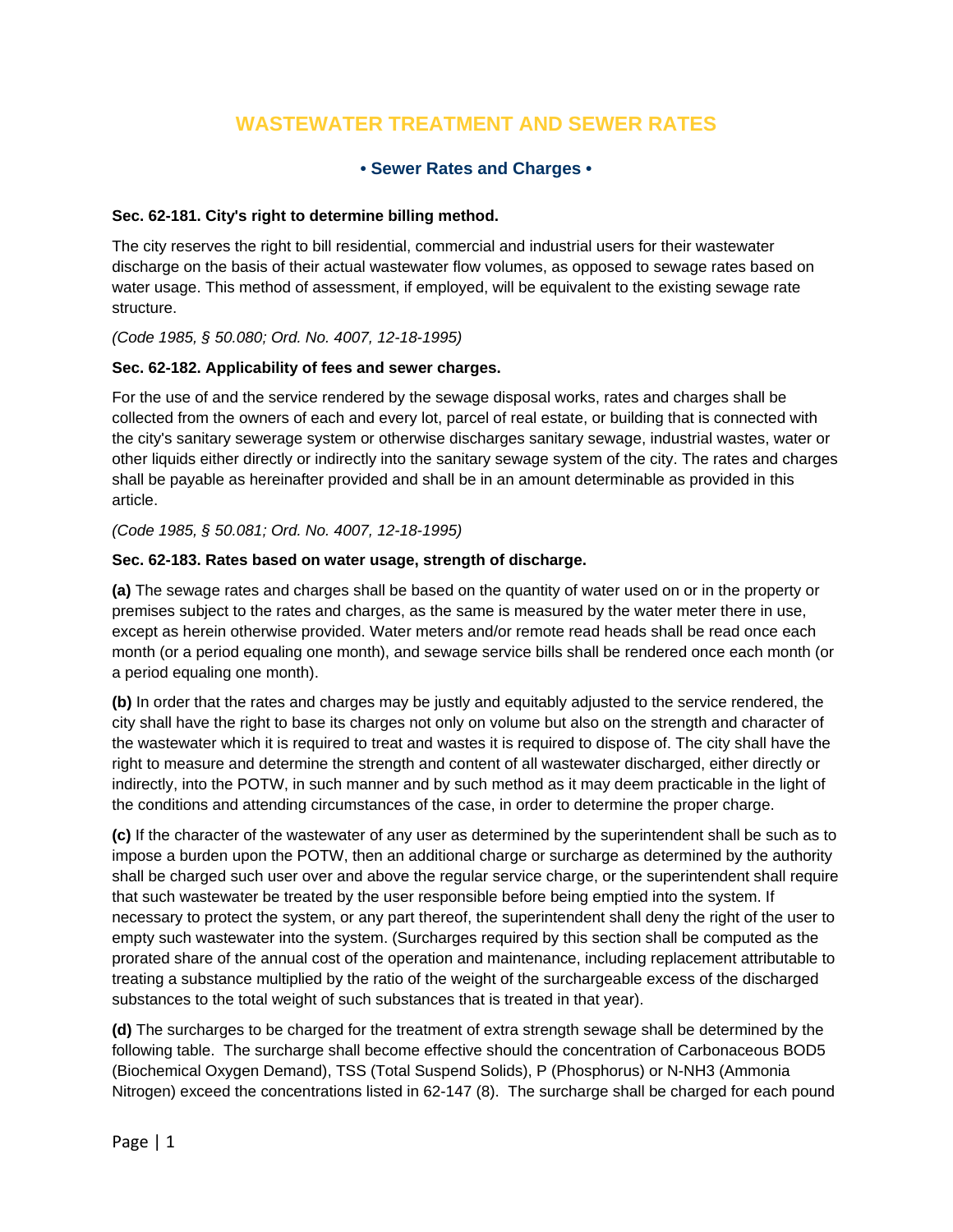# WASTEWATER TREATMENT AND SEWER RATES

## • Sewer Rates and Charges •

**Sec. 62-181. City's right to determine billing method.**

The city reserves the right to bill residential, commercial and industrial users for their wastewater discharge on the basis of their actual wastewater flow volumes, as opposed to sewage rates based on water usage. This method of assessment, if employed, will be equivalent to the existing sewage rate structure.

*(Code 1985, § 50.080; Ord. No. 4007, 12-18-1995)*

**Sec. 62-182. Applicability of fees and sewer charges.**

For the use of and the service rendered by the sewage disposal works, rates and charges shall be collected from the owners of each and every lot, parcel of real estate, or building that is connected with the city's sanitary sewerage system or otherwise discharges sanitary sewage, industrial wastes, water or other liquids either directly or indirectly into the sanitary sewage system of the city. The rates and charges shall be payable as hereinafter provided and shall be in an amount determinable as provided in this article.

*(Code 1985, § 50.081; Ord. No. 4007, 12-18-1995)*

**Sec. 62-183. Rates based on water usage, strength of discharge.**

**(a)** The sewage rates and charges shall be based on the quantity of water used on or in the property or premises subject to the rates and charges, as the same is measured by the water meter there in use, except as herein otherwise provided. Water meters and/or remote read heads shall be read once each month (or a period equaling one month), and sewage service bills shall be rendered once each month (or a period equaling one month).

**(b)** In order that the rates and charges may be justly and equitably adjusted to the service rendered, the city shall have the right to base its charges not only on volume but also on the strength and character of the wastewater which it is required to treat and wastes it is required to dispose of. The city shall have the right to measure and determine the strength and content of all wastewater discharged, either directly or indirectly, into the POTW, in such manner and by such method as it may deem practicable in the light of the conditions and attending circumstances of the case, in order to determine the proper charge.

**(c)** If the character of the wastewater of any user as determined by the superintendent shall be such as to impose a burden upon the POTW, then an additional charge or surcharge as determined by the authority shall be charged such user over and above the regular service charge, or the superintendent shall require that such wastewater be treated by the user responsible before being emptied into the system. If necessary to protect the system, or any part thereof, the superintendent shall deny the right of the user to empty such wastewater into the system. (Surcharges required by this section shall be computed as the prorated share of the annual cost of the operation and maintenance, including replacement attributable to treating a substance multiplied by the ratio of the weight of the surchargeable excess of the discharged substances to the total weight of such substances that is treated in that year).

**(d)** The surcharges to be charged for the treatment of extra strength sewage shall be determined by the following table. The surcharge shall become effective should the concentration of Carbonaceous $BOD_5$ (Biochemical Oxygen Demand), TSS (Total Suspend Solids), P (Phosphorus) or $N\text{-}NH_3$ (Ammonia Nitrogen) exceed the concentrations listed in 62-147 (8). The surcharge shall be charged for each pound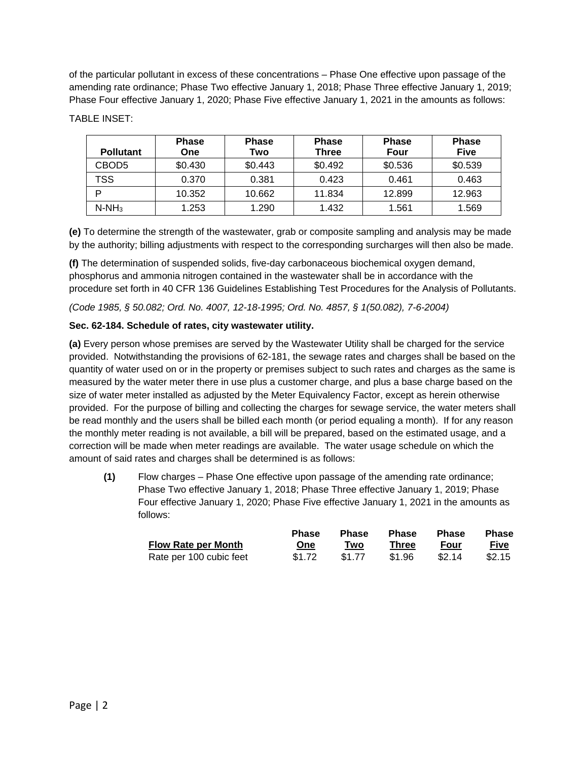of the particular pollutant in excess of these concentrations – Phase One effective upon passage of the amending rate ordinance; Phase Two effective January 1, 2018; Phase Three effective January 1, 2019; Phase Four effective January 1, 2020; Phase Five effective January 1, 2021 in the amounts as follows:

TABLE INSET:

| Pollutant | Phase One | Phase Two | Phase Three | Phase Four | Phase Five |
|---|---|---|---|---|---|
| CBOD5 | $0.430 | $0.443 | $0.492 | $0.536 | $0.539 |
| TSS | 0.370 | 0.381 | 0.423 | 0.461 | 0.463 |
| P | 10.352 | 10.662 | 11.834 | 12.899 | 12.963 |
| $N\text{-}NH_3$ | 1.253 | 1.290 | 1.432 | 1.561 | 1.569 |

**(e)** To determine the strength of the wastewater, grab or composite sampling and analysis may be made by the authority; billing adjustments with respect to the corresponding surcharges will then also be made.

**(f)** The determination of suspended solids, five-day carbonaceous biochemical oxygen demand, phosphorus and ammonia nitrogen contained in the wastewater shall be in accordance with the procedure set forth in 40 CFR 136 Guidelines Establishing Test Procedures for the Analysis of Pollutants.

*(Code 1985, § 50.082; Ord. No. 4007, 12-18-1995; Ord. No. 4857, § 1(50.082), 7-6-2004)*

**Sec. 62-184. Schedule of rates, city wastewater utility.**

**(a)** Every person whose premises are served by the Wastewater Utility shall be charged for the service provided. Notwithstanding the provisions of 62-181, the sewage rates and charges shall be based on the quantity of water used on or in the property or premises subject to such rates and charges as the same is measured by the water meter there in use plus a customer charge, and plus a base charge based on the size of water meter installed as adjusted by the Meter Equivalency Factor, except as herein otherwise provided. For the purpose of billing and collecting the charges for sewage service, the water meters shall be read monthly and the users shall be billed each month (or period equaling a month). If for any reason the monthly meter reading is not available, a bill will be prepared, based on the estimated usage, and a correction will be made when meter readings are available. The water usage schedule on which the amount of said rates and charges shall be determined is as follows:

**(1)** Flow charges – Phase One effective upon passage of the amending rate ordinance; Phase Two effective January 1, 2018; Phase Three effective January 1, 2019; Phase Four effective January 1, 2020; Phase Five effective January 1, 2021 in the amounts as follows:

| Flow Rate per Month | Phase One | Phase Two | Phase Three | Phase Four | Phase Five |
|---|---|---|---|---|---|
| Rate per 100 cubic feet | $1.72 | $1.77 | $1.96 | $2.14 | $2.15 |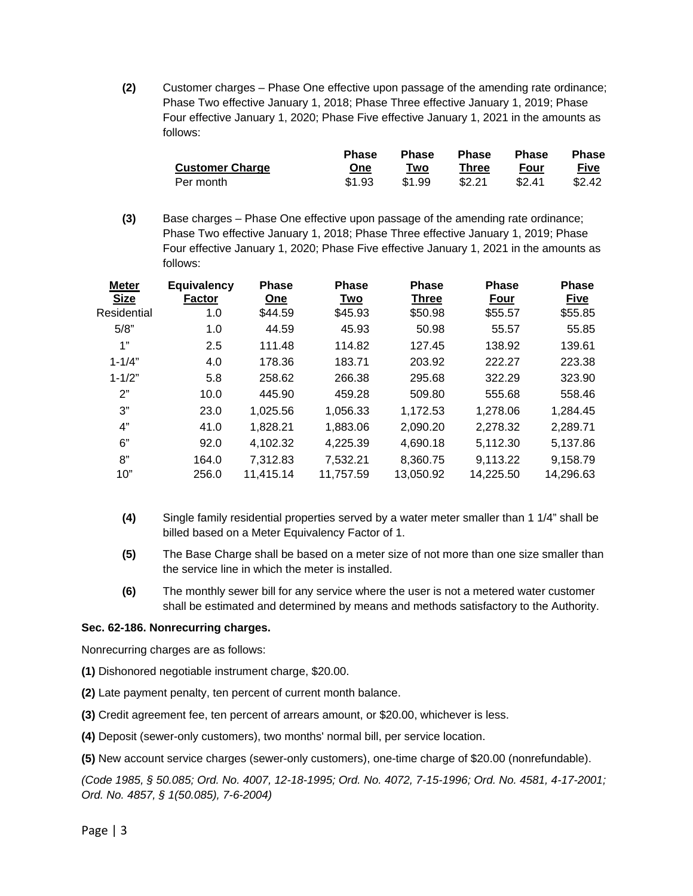**(2)** Customer charges – Phase One effective upon passage of the amending rate ordinance; Phase Two effective January 1, 2018; Phase Three effective January 1, 2019; Phase Four effective January 1, 2020; Phase Five effective January 1, 2021 in the amounts as follows:

| Customer Charge | Phase One | Phase Two | Phase Three | Phase Four | Phase Five |
|---|---|---|---|---|---|
| Per month | $1.93 | $1.99 | $2.21 | $2.41 | $2.42 |

**(3)** Base charges – Phase One effective upon passage of the amending rate ordinance; Phase Two effective January 1, 2018; Phase Three effective January 1, 2019; Phase Four effective January 1, 2020; Phase Five effective January 1, 2021 in the amounts as follows:

| Meter Size | Equivalency Factor | Phase One | Phase Two | Phase Three | Phase Four | Phase Five |
|---|---|---|---|---|---|---|
| Residential | 1.0 | $44.59 | $45.93 | $50.98 | $55.57 | $55.85 |
| 5/8" | 1.0 | 44.59 | 45.93 | 50.98 | 55.57 | 55.85 |
| 1" | 2.5 | 111.48 | 114.82 | 127.45 | 138.92 | 139.61 |
| 1-1/4" | 4.0 | 178.36 | 183.71 | 203.92 | 222.27 | 223.38 |
| 1-1/2" | 5.8 | 258.62 | 266.38 | 295.68 | 322.29 | 323.90 |
| 2" | 10.0 | 445.90 | 459.28 | 509.80 | 555.68 | 558.46 |
| 3" | 23.0 | 1,025.56 | 1,056.33 | 1,172.53 | 1,278.06 | 1,284.45 |
| 4" | 41.0 | 1,828.21 | 1,883.06 | 2,090.20 | 2,278.32 | 2,289.71 |
| 6" | 92.0 | 4,102.32 | 4,225.39 | 4,690.18 | 5,112.30 | 5,137.86 |
| 8" | 164.0 | 7,312.83 | 7,532.21 | 8,360.75 | 9,113.22 | 9,158.79 |
| 10" | 256.0 | 11,415.14 | 11,757.59 | 13,050.92 | 14,225.50 | 14,296.63 |

**(4)** Single family residential properties served by a water meter smaller than 1 1/4" shall be billed based on a Meter Equivalency Factor of 1.

**(5)** The Base Charge shall be based on a meter size of not more than one size smaller than the service line in which the meter is installed.

**(6)** The monthly sewer bill for any service where the user is not a metered water customer shall be estimated and determined by means and methods satisfactory to the Authority.

**Sec. 62-186. Nonrecurring charges.**

Nonrecurring charges are as follows:

**(1)** Dishonored negotiable instrument charge, $20.00.

**(2)** Late payment penalty, ten percent of current month balance.

**(3)** Credit agreement fee, ten percent of arrears amount, or $20.00, whichever is less.

**(4)** Deposit (sewer-only customers), two months' normal bill, per service location.

**(5)** New account service charges (sewer-only customers), one-time charge of $20.00 (nonrefundable).

*(Code 1985, § 50.085; Ord. No. 4007, 12-18-1995; Ord. No. 4072, 7-15-1996; Ord. No. 4581, 4-17-2001; Ord. No. 4857, § 1(50.085), 7-6-2004)*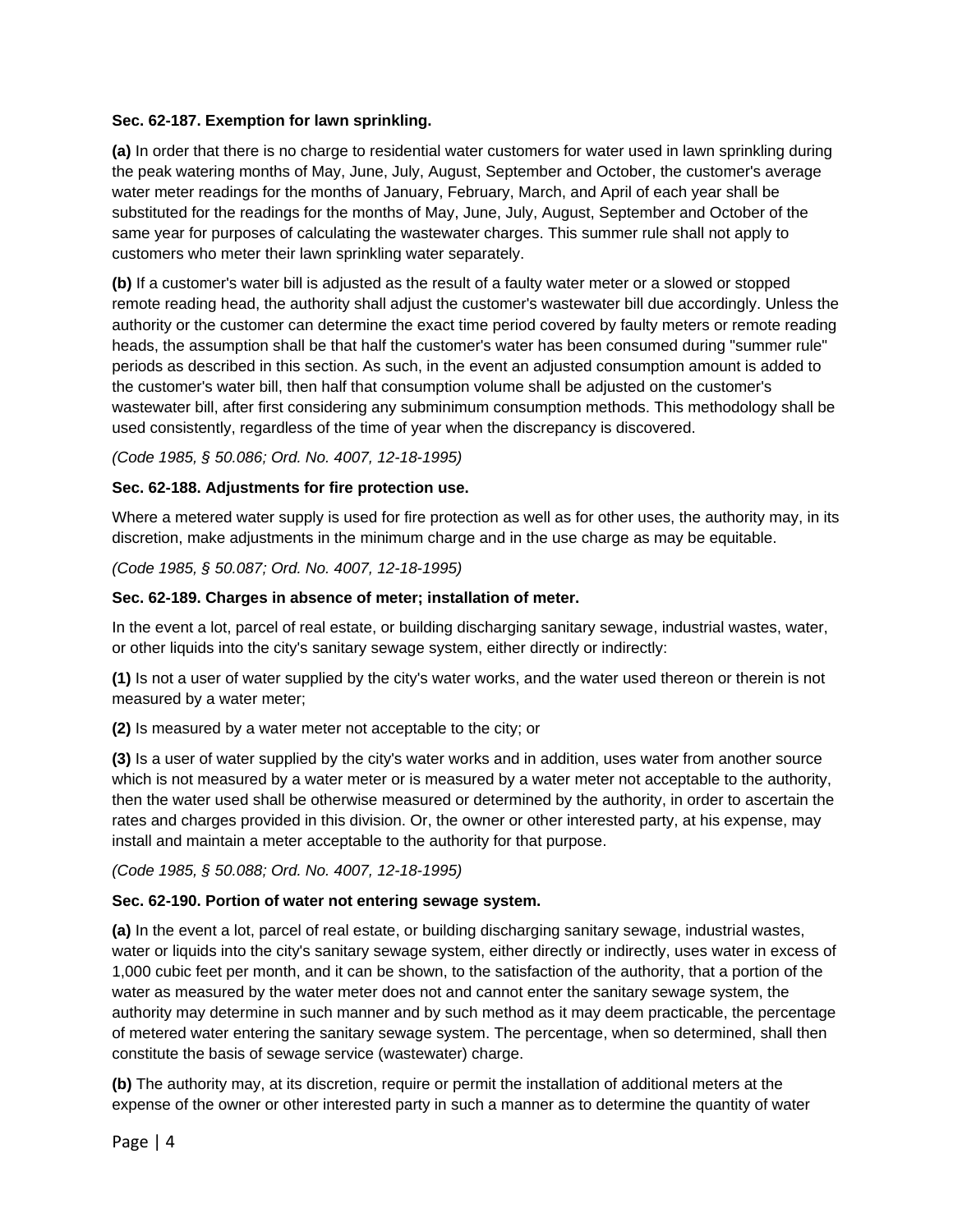**Sec. 62-187. Exemption for lawn sprinkling.**

**(a)** In order that there is no charge to residential water customers for water used in lawn sprinkling during the peak watering months of May, June, July, August, September and October, the customer's average water meter readings for the months of January, February, March, and April of each year shall be substituted for the readings for the months of May, June, July, August, September and October of the same year for purposes of calculating the wastewater charges. This summer rule shall not apply to customers who meter their lawn sprinkling water separately.

**(b)** If a customer's water bill is adjusted as the result of a faulty water meter or a slowed or stopped remote reading head, the authority shall adjust the customer's wastewater bill due accordingly. Unless the authority or the customer can determine the exact time period covered by faulty meters or remote reading heads, the assumption shall be that half the customer's water has been consumed during "summer rule" periods as described in this section. As such, in the event an adjusted consumption amount is added to the customer's water bill, then half that consumption volume shall be adjusted on the customer's wastewater bill, after first considering any subminimum consumption methods. This methodology shall be used consistently, regardless of the time of year when the discrepancy is discovered.

*(Code 1985, § 50.086; Ord. No. 4007, 12-18-1995)*

**Sec. 62-188. Adjustments for fire protection use.**

Where a metered water supply is used for fire protection as well as for other uses, the authority may, in its discretion, make adjustments in the minimum charge and in the use charge as may be equitable.

*(Code 1985, § 50.087; Ord. No. 4007, 12-18-1995)*

**Sec. 62-189. Charges in absence of meter; installation of meter.**

In the event a lot, parcel of real estate, or building discharging sanitary sewage, industrial wastes, water, or other liquids into the city's sanitary sewage system, either directly or indirectly:

**(1)** Is not a user of water supplied by the city's water works, and the water used thereon or therein is not measured by a water meter;

**(2)** Is measured by a water meter not acceptable to the city; or

**(3)** Is a user of water supplied by the city's water works and in addition, uses water from another source which is not measured by a water meter or is measured by a water meter not acceptable to the authority, then the water used shall be otherwise measured or determined by the authority, in order to ascertain the rates and charges provided in this division. Or, the owner or other interested party, at his expense, may install and maintain a meter acceptable to the authority for that purpose.

*(Code 1985, § 50.088; Ord. No. 4007, 12-18-1995)*

**Sec. 62-190. Portion of water not entering sewage system.**

**(a)** In the event a lot, parcel of real estate, or building discharging sanitary sewage, industrial wastes, water or liquids into the city's sanitary sewage system, either directly or indirectly, uses water in excess of 1,000 cubic feet per month, and it can be shown, to the satisfaction of the authority, that a portion of the water as measured by the water meter does not and cannot enter the sanitary sewage system, the authority may determine in such manner and by such method as it may deem practicable, the percentage of metered water entering the sanitary sewage system. The percentage, when so determined, shall then constitute the basis of sewage service (wastewater) charge.

**(b)** The authority may, at its discretion, require or permit the installation of additional meters at the expense of the owner or other interested party in such a manner as to determine the quantity of water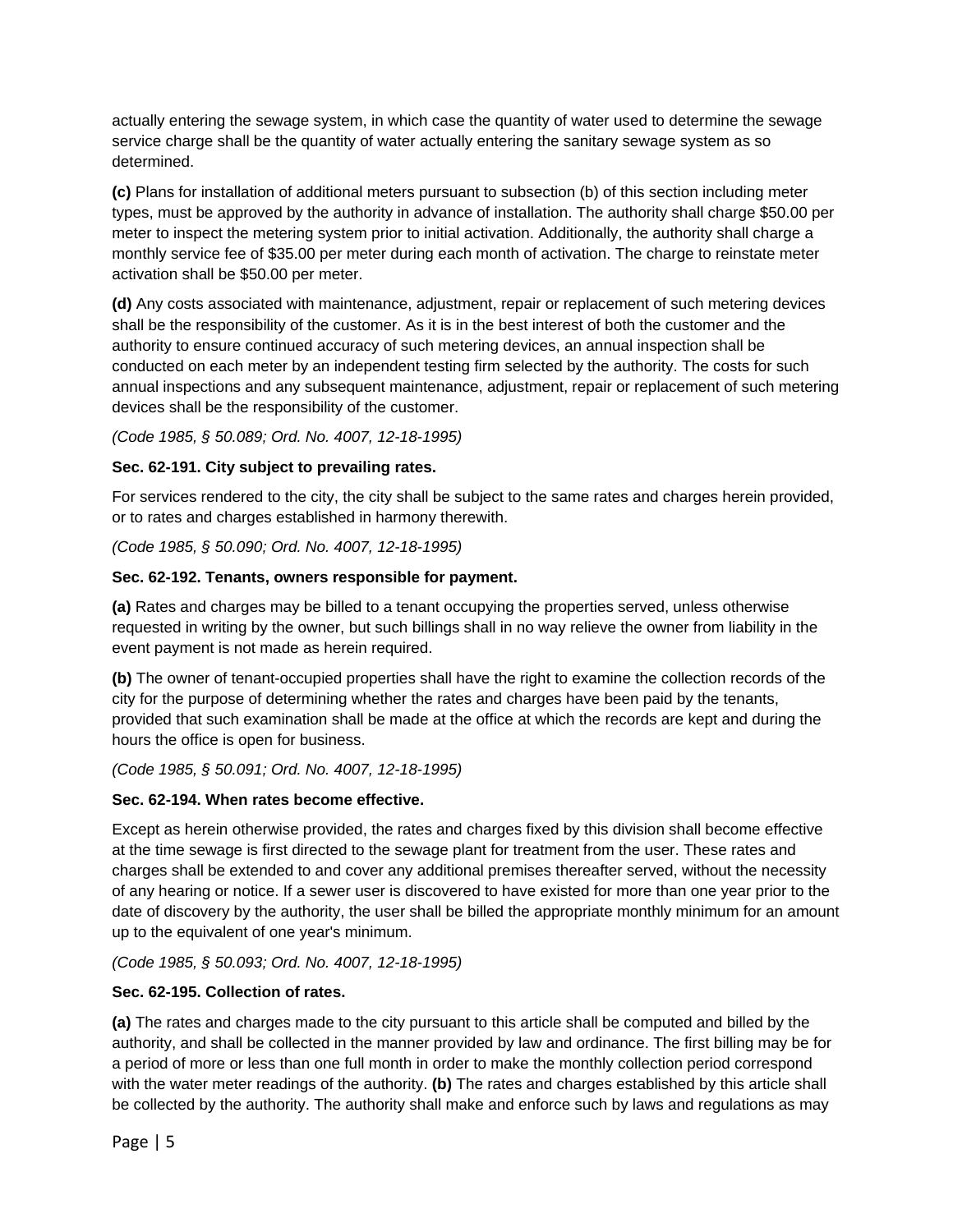actually entering the sewage system, in which case the quantity of water used to determine the sewage service charge shall be the quantity of water actually entering the sanitary sewage system as so determined.

**(c)** Plans for installation of additional meters pursuant to subsection (b) of this section including meter types, must be approved by the authority in advance of installation. The authority shall charge $50.00 per meter to inspect the metering system prior to initial activation. Additionally, the authority shall charge a monthly service fee of $35.00 per meter during each month of activation. The charge to reinstate meter activation shall be $50.00 per meter.

**(d)** Any costs associated with maintenance, adjustment, repair or replacement of such metering devices shall be the responsibility of the customer. As it is in the best interest of both the customer and the authority to ensure continued accuracy of such metering devices, an annual inspection shall be conducted on each meter by an independent testing firm selected by the authority. The costs for such annual inspections and any subsequent maintenance, adjustment, repair or replacement of such metering devices shall be the responsibility of the customer.

*(Code 1985, § 50.089; Ord. No. 4007, 12-18-1995)*

**Sec. 62-191. City subject to prevailing rates.**

For services rendered to the city, the city shall be subject to the same rates and charges herein provided, or to rates and charges established in harmony therewith.

*(Code 1985, § 50.090; Ord. No. 4007, 12-18-1995)*

**Sec. 62-192. Tenants, owners responsible for payment.**

**(a)** Rates and charges may be billed to a tenant occupying the properties served, unless otherwise requested in writing by the owner, but such billings shall in no way relieve the owner from liability in the event payment is not made as herein required.

**(b)** The owner of tenant-occupied properties shall have the right to examine the collection records of the city for the purpose of determining whether the rates and charges have been paid by the tenants, provided that such examination shall be made at the office at which the records are kept and during the hours the office is open for business.

*(Code 1985, § 50.091; Ord. No. 4007, 12-18-1995)*

**Sec. 62-194. When rates become effective.**

Except as herein otherwise provided, the rates and charges fixed by this division shall become effective at the time sewage is first directed to the sewage plant for treatment from the user. These rates and charges shall be extended to and cover any additional premises thereafter served, without the necessity of any hearing or notice. If a sewer user is discovered to have existed for more than one year prior to the date of discovery by the authority, the user shall be billed the appropriate monthly minimum for an amount up to the equivalent of one year's minimum.

*(Code 1985, § 50.093; Ord. No. 4007, 12-18-1995)*

**Sec. 62-195. Collection of rates.**

**(a)** The rates and charges made to the city pursuant to this article shall be computed and billed by the authority, and shall be collected in the manner provided by law and ordinance. The first billing may be for a period of more or less than one full month in order to make the monthly collection period correspond with the water meter readings of the authority. **(b)** The rates and charges established by this article shall be collected by the authority. The authority shall make and enforce such by laws and regulations as may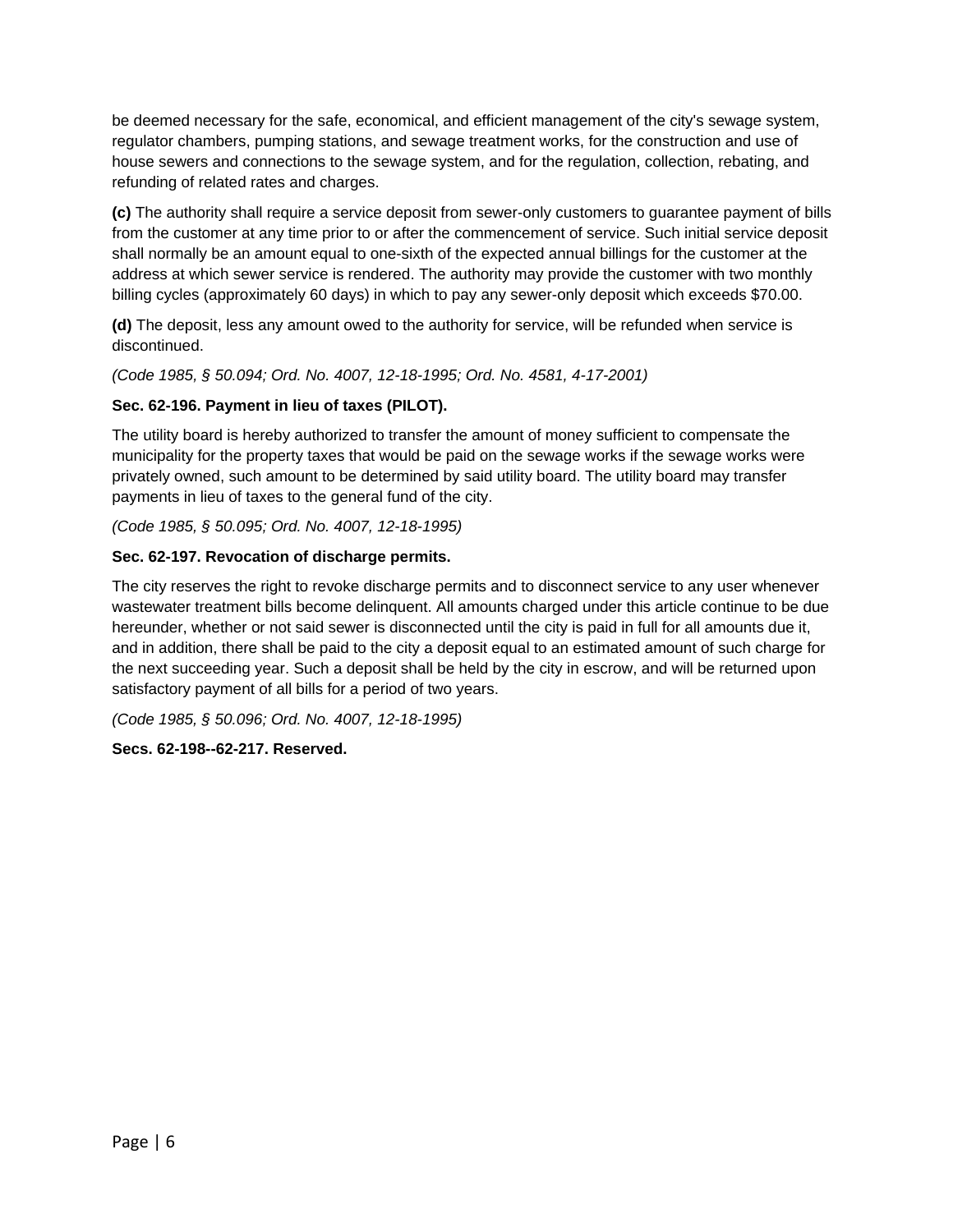be deemed necessary for the safe, economical, and efficient management of the city's sewage system, regulator chambers, pumping stations, and sewage treatment works, for the construction and use of house sewers and connections to the sewage system, and for the regulation, collection, rebating, and refunding of related rates and charges.

**(c)** The authority shall require a service deposit from sewer-only customers to guarantee payment of bills from the customer at any time prior to or after the commencement of service. Such initial service deposit shall normally be an amount equal to one-sixth of the expected annual billings for the customer at the address at which sewer service is rendered. The authority may provide the customer with two monthly billing cycles (approximately 60 days) in which to pay any sewer-only deposit which exceeds $70.00.

**(d)** The deposit, less any amount owed to the authority for service, will be refunded when service is discontinued.

*(Code 1985, § 50.094; Ord. No. 4007, 12-18-1995; Ord. No. 4581, 4-17-2001)*

**Sec. 62-196. Payment in lieu of taxes (PILOT).**

The utility board is hereby authorized to transfer the amount of money sufficient to compensate the municipality for the property taxes that would be paid on the sewage works if the sewage works were privately owned, such amount to be determined by said utility board. The utility board may transfer payments in lieu of taxes to the general fund of the city.

*(Code 1985, § 50.095; Ord. No. 4007, 12-18-1995)*

**Sec. 62-197. Revocation of discharge permits.**

The city reserves the right to revoke discharge permits and to disconnect service to any user whenever wastewater treatment bills become delinquent. All amounts charged under this article continue to be due hereunder, whether or not said sewer is disconnected until the city is paid in full for all amounts due it, and in addition, there shall be paid to the city a deposit equal to an estimated amount of such charge for the next succeeding year. Such a deposit shall be held by the city in escrow, and will be returned upon satisfactory payment of all bills for a period of two years.

*(Code 1985, § 50.096; Ord. No. 4007, 12-18-1995)*

**Secs. 62-198--62-217. Reserved.**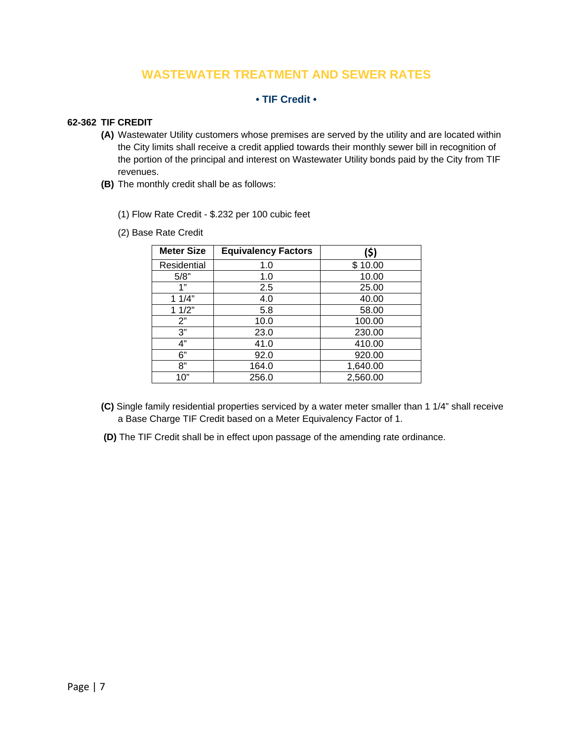# WASTEWATER TREATMENT AND SEWER RATES

## • TIF Credit •

**62-362 TIF CREDIT**

**(A)** Wastewater Utility customers whose premises are served by the utility and are located within the City limits shall receive a credit applied towards their monthly sewer bill in recognition of the portion of the principal and interest on Wastewater Utility bonds paid by the City from TIF revenues.

**(B)** The monthly credit shall be as follows:

(1) Flow Rate Credit - $.232 per 100 cubic feet

(2) Base Rate Credit

| Meter Size | Equivalency Factors | ($) |
|---|---|---|
| Residential | 1.0 | $ 10.00 |
| 5/8" | 1.0 | 10.00 |
| 1" | 2.5 | 25.00 |
| 1 1/4" | 4.0 | 40.00 |
| 1 1/2" | 5.8 | 58.00 |
| 2" | 10.0 | 100.00 |
| 3" | 23.0 | 230.00 |
| 4" | 41.0 | 410.00 |
| 6" | 92.0 | 920.00 |
| 8" | 164.0 | 1,640.00 |
| 10" | 256.0 | 2,560.00 |

**(C)** Single family residential properties serviced by a water meter smaller than 1 1/4" shall receive a Base Charge TIF Credit based on a Meter Equivalency Factor of 1.

**(D)** The TIF Credit shall be in effect upon passage of the amending rate ordinance.